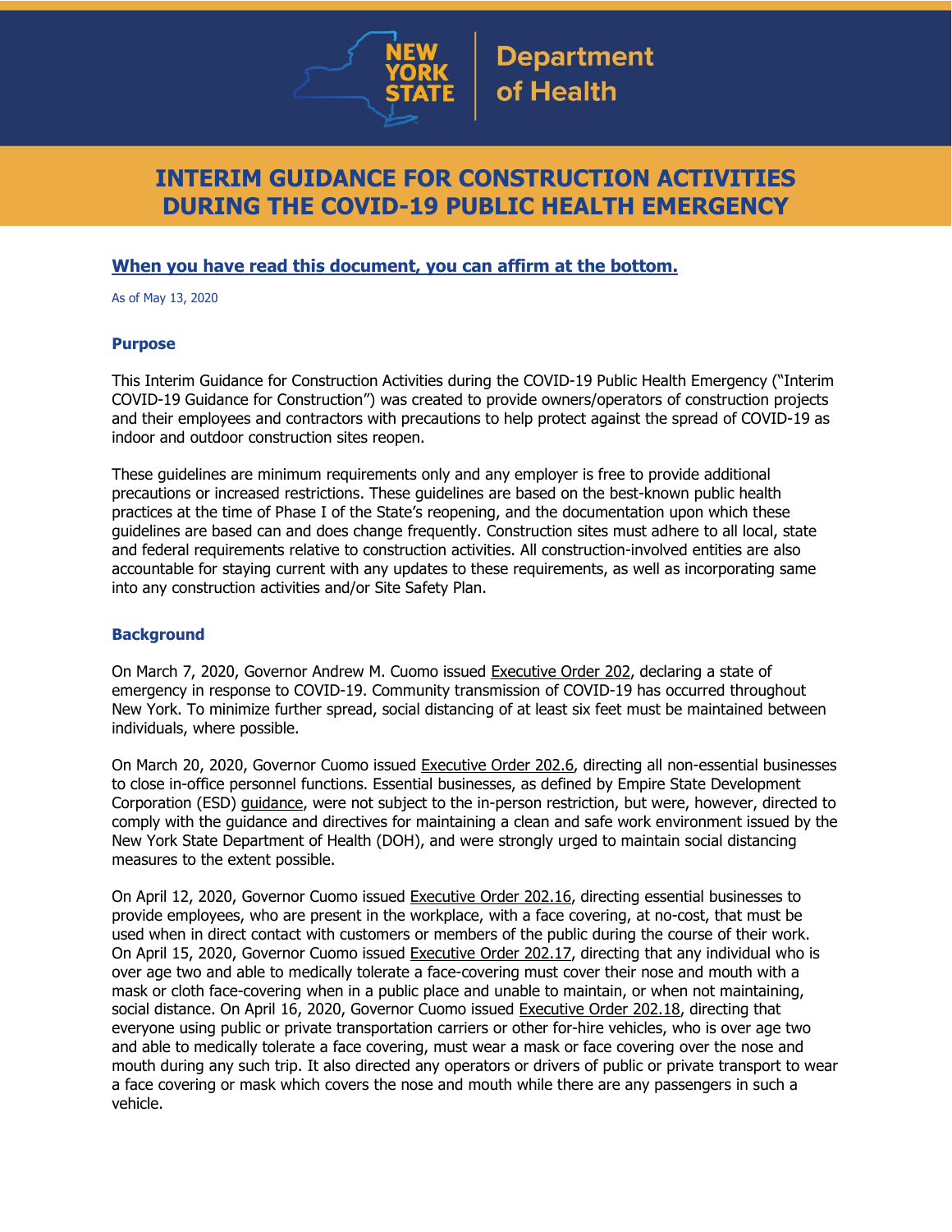New York State Department of Health

# INTERIM GUIDANCE FOR CONSTRUCTION ACTIVITIES DURING THE COVID-19 PUBLIC HEALTH EMERGENCY

**When you have read this document, you can affirm at the bottom.**

As of May 13, 2020

## Purpose

This Interim Guidance for Construction Activities during the COVID-19 Public Health Emergency ("Interim COVID-19 Guidance for Construction") was created to provide owners/operators of construction projects and their employees and contractors with precautions to help protect against the spread of COVID-19 as indoor and outdoor construction sites reopen.

These guidelines are minimum requirements only and any employer is free to provide additional precautions or increased restrictions. These guidelines are based on the best-known public health practices at the time of Phase I of the State's reopening, and the documentation upon which these guidelines are based can and does change frequently. Construction sites must adhere to all local, state and federal requirements relative to construction activities. All construction-involved entities are also accountable for staying current with any updates to these requirements, as well as incorporating same into any construction activities and/or Site Safety Plan.

## Background

On March 7, 2020, Governor Andrew M. Cuomo issued Executive Order 202, declaring a state of emergency in response to COVID-19. Community transmission of COVID-19 has occurred throughout New York. To minimize further spread, social distancing of at least six feet must be maintained between individuals, where possible.

On March 20, 2020, Governor Cuomo issued Executive Order 202.6, directing all non-essential businesses to close in-office personnel functions. Essential businesses, as defined by Empire State Development Corporation (ESD) guidance, were not subject to the in-person restriction, but were, however, directed to comply with the guidance and directives for maintaining a clean and safe work environment issued by the New York State Department of Health (DOH), and were strongly urged to maintain social distancing measures to the extent possible.

On April 12, 2020, Governor Cuomo issued Executive Order 202.16, directing essential businesses to provide employees, who are present in the workplace, with a face covering, at no-cost, that must be used when in direct contact with customers or members of the public during the course of their work. On April 15, 2020, Governor Cuomo issued Executive Order 202.17, directing that any individual who is over age two and able to medically tolerate a face-covering must cover their nose and mouth with a mask or cloth face-covering when in a public place and unable to maintain, or when not maintaining, social distance. On April 16, 2020, Governor Cuomo issued Executive Order 202.18, directing that everyone using public or private transportation carriers or other for-hire vehicles, who is over age two and able to medically tolerate a face covering, must wear a mask or face covering over the nose and mouth during any such trip. It also directed any operators or drivers of public or private transport to wear a face covering or mask which covers the nose and mouth while there are any passengers in such a vehicle.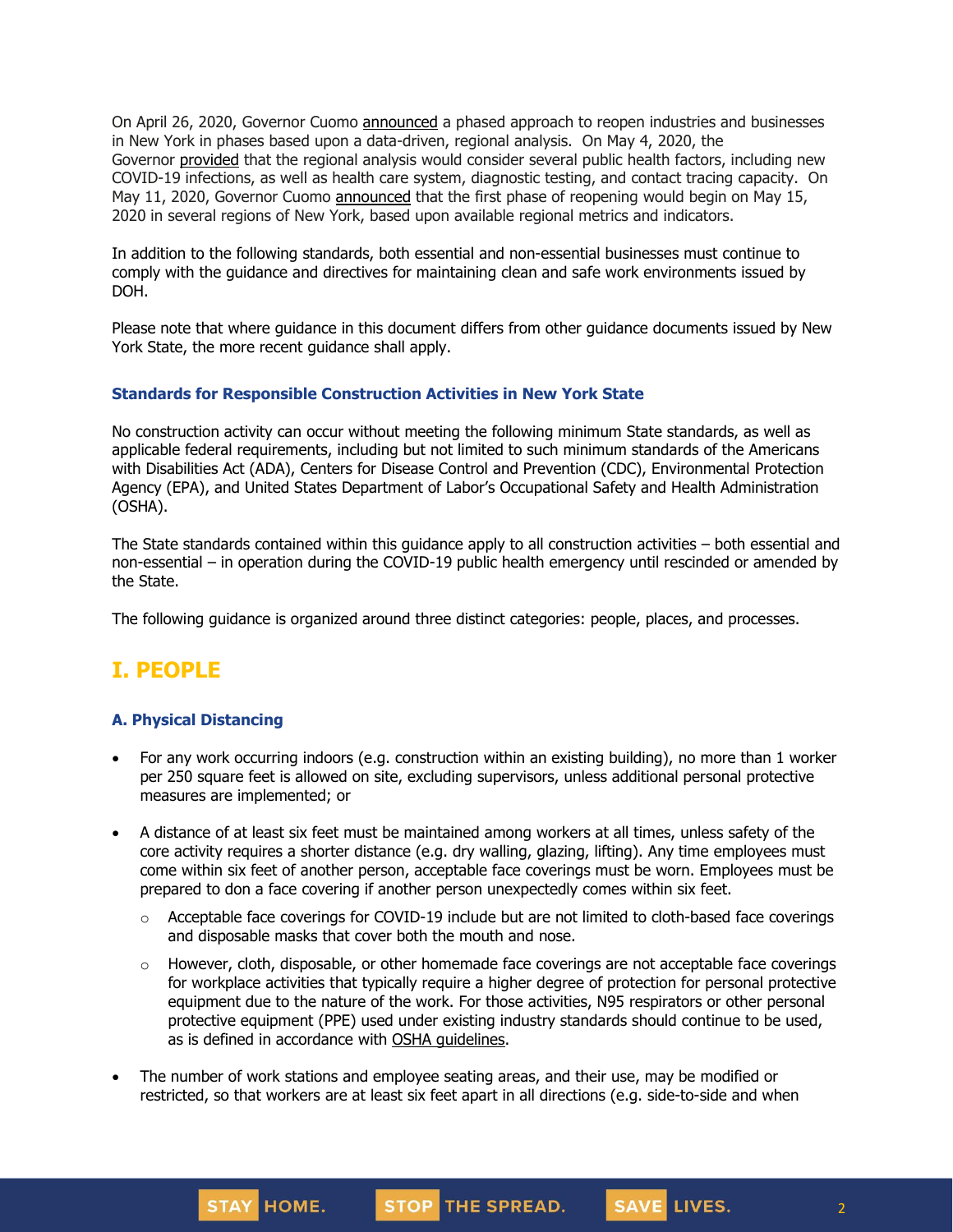On April 26, 2020, Governor Cuomo announced a phased approach to reopen industries and businesses in New York in phases based upon a data-driven, regional analysis. On May 4, 2020, the Governor provided that the regional analysis would consider several public health factors, including new COVID-19 infections, as well as health care system, diagnostic testing, and contact tracing capacity. On May 11, 2020, Governor Cuomo announced that the first phase of reopening would begin on May 15, 2020 in several regions of New York, based upon available regional metrics and indicators.

In addition to the following standards, both essential and non-essential businesses must continue to comply with the guidance and directives for maintaining clean and safe work environments issued by DOH.

Please note that where guidance in this document differs from other guidance documents issued by New York State, the more recent guidance shall apply.

### Standards for Responsible Construction Activities in New York State

No construction activity can occur without meeting the following minimum State standards, as well as applicable federal requirements, including but not limited to such minimum standards of the Americans with Disabilities Act (ADA), Centers for Disease Control and Prevention (CDC), Environmental Protection Agency (EPA), and United States Department of Labor's Occupational Safety and Health Administration (OSHA).

The State standards contained within this guidance apply to all construction activities – both essential and non-essential – in operation during the COVID-19 public health emergency until rescinded or amended by the State.

The following guidance is organized around three distinct categories: people, places, and processes.

## I. PEOPLE

### A. Physical Distancing

- For any work occurring indoors (e.g. construction within an existing building), no more than 1 worker per 250 square feet is allowed on site, excluding supervisors, unless additional personal protective measures are implemented; or
- A distance of at least six feet must be maintained among workers at all times, unless safety of the core activity requires a shorter distance (e.g. dry walling, glazing, lifting). Any time employees must come within six feet of another person, acceptable face coverings must be worn. Employees must be prepared to don a face covering if another person unexpectedly comes within six feet.
  - Acceptable face coverings for COVID-19 include but are not limited to cloth-based face coverings and disposable masks that cover both the mouth and nose.
  - However, cloth, disposable, or other homemade face coverings are not acceptable face coverings for workplace activities that typically require a higher degree of protection for personal protective equipment due to the nature of the work. For those activities, N95 respirators or other personal protective equipment (PPE) used under existing industry standards should continue to be used, as is defined in accordance with OSHA guidelines.
- The number of work stations and employee seating areas, and their use, may be modified or restricted, so that workers are at least six feet apart in all directions (e.g. side-to-side and when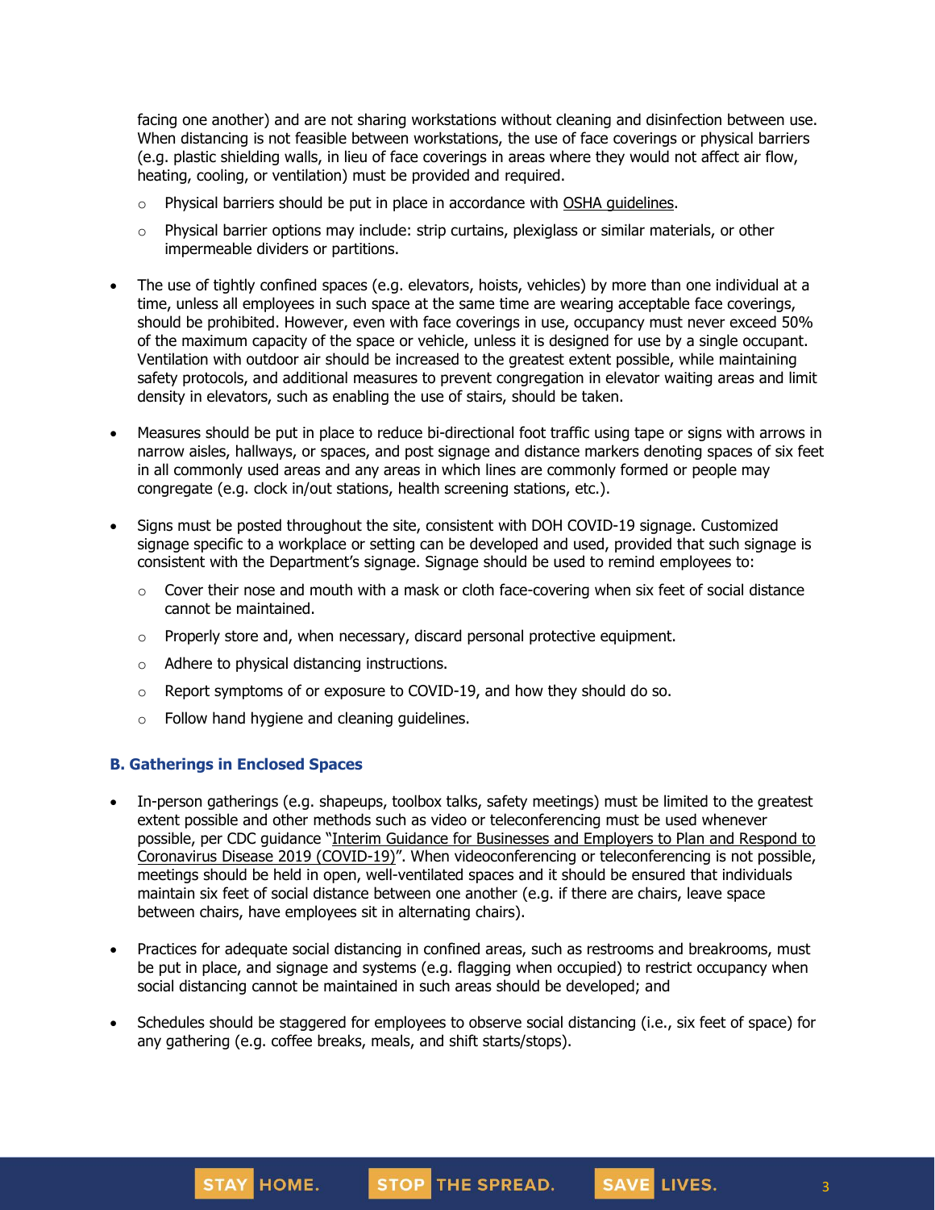facing one another) and are not sharing workstations without cleaning and disinfection between use. When distancing is not feasible between workstations, the use of face coverings or physical barriers (e.g. plastic shielding walls, in lieu of face coverings in areas where they would not affect air flow, heating, cooling, or ventilation) must be provided and required.

  - Physical barriers should be put in place in accordance with OSHA guidelines.
  - Physical barrier options may include: strip curtains, plexiglass or similar materials, or other impermeable dividers or partitions.

- The use of tightly confined spaces (e.g. elevators, hoists, vehicles) by more than one individual at a time, unless all employees in such space at the same time are wearing acceptable face coverings, should be prohibited. However, even with face coverings in use, occupancy must never exceed 50% of the maximum capacity of the space or vehicle, unless it is designed for use by a single occupant. Ventilation with outdoor air should be increased to the greatest extent possible, while maintaining safety protocols, and additional measures to prevent congregation in elevator waiting areas and limit density in elevators, such as enabling the use of stairs, should be taken.

- Measures should be put in place to reduce bi-directional foot traffic using tape or signs with arrows in narrow aisles, hallways, or spaces, and post signage and distance markers denoting spaces of six feet in all commonly used areas and any areas in which lines are commonly formed or people may congregate (e.g. clock in/out stations, health screening stations, etc.).

- Signs must be posted throughout the site, consistent with DOH COVID-19 signage. Customized signage specific to a workplace or setting can be developed and used, provided that such signage is consistent with the Department's signage. Signage should be used to remind employees to:
  - Cover their nose and mouth with a mask or cloth face-covering when six feet of social distance cannot be maintained.
  - Properly store and, when necessary, discard personal protective equipment.
  - Adhere to physical distancing instructions.
  - Report symptoms of or exposure to COVID-19, and how they should do so.
  - Follow hand hygiene and cleaning guidelines.

### B. Gatherings in Enclosed Spaces

- In-person gatherings (e.g. shapeups, toolbox talks, safety meetings) must be limited to the greatest extent possible and other methods such as video or teleconferencing must be used whenever possible, per CDC guidance "Interim Guidance for Businesses and Employers to Plan and Respond to Coronavirus Disease 2019 (COVID-19)". When videoconferencing or teleconferencing is not possible, meetings should be held in open, well-ventilated spaces and it should be ensured that individuals maintain six feet of social distance between one another (e.g. if there are chairs, leave space between chairs, have employees sit in alternating chairs).

- Practices for adequate social distancing in confined areas, such as restrooms and breakrooms, must be put in place, and signage and systems (e.g. flagging when occupied) to restrict occupancy when social distancing cannot be maintained in such areas should be developed; and

- Schedules should be staggered for employees to observe social distancing (i.e., six feet of space) for any gathering (e.g. coffee breaks, meals, and shift starts/stops).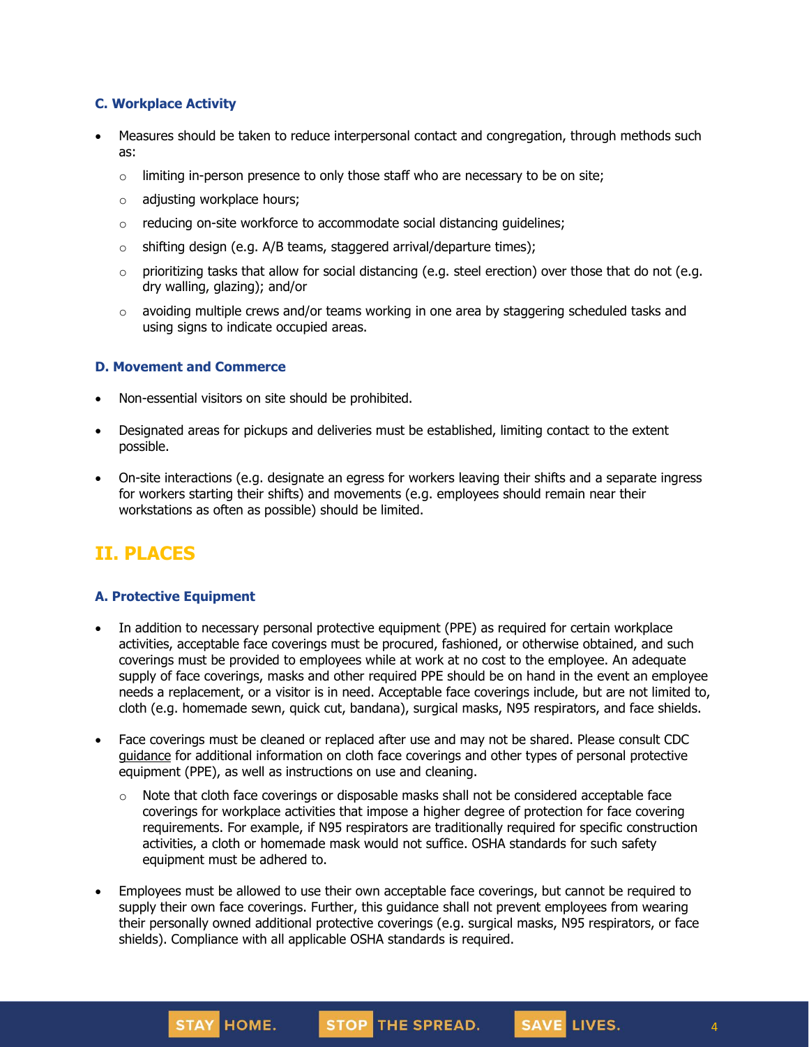### C. Workplace Activity

- Measures should be taken to reduce interpersonal contact and congregation, through methods such as:
  - limiting in-person presence to only those staff who are necessary to be on site;
  - adjusting workplace hours;
  - reducing on-site workforce to accommodate social distancing guidelines;
  - shifting design (e.g. A/B teams, staggered arrival/departure times);
  - prioritizing tasks that allow for social distancing (e.g. steel erection) over those that do not (e.g. dry walling, glazing); and/or
  - avoiding multiple crews and/or teams working in one area by staggering scheduled tasks and using signs to indicate occupied areas.

### D. Movement and Commerce

- Non-essential visitors on site should be prohibited.
- Designated areas for pickups and deliveries must be established, limiting contact to the extent possible.
- On-site interactions (e.g. designate an egress for workers leaving their shifts and a separate ingress for workers starting their shifts) and movements (e.g. employees should remain near their workstations as often as possible) should be limited.

## II. PLACES

### A. Protective Equipment

- In addition to necessary personal protective equipment (PPE) as required for certain workplace activities, acceptable face coverings must be procured, fashioned, or otherwise obtained, and such coverings must be provided to employees while at work at no cost to the employee. An adequate supply of face coverings, masks and other required PPE should be on hand in the event an employee needs a replacement, or a visitor is in need. Acceptable face coverings include, but are not limited to, cloth (e.g. homemade sewn, quick cut, bandana), surgical masks, N95 respirators, and face shields.
- Face coverings must be cleaned or replaced after use and may not be shared. Please consult CDC guidance for additional information on cloth face coverings and other types of personal protective equipment (PPE), as well as instructions on use and cleaning.
  - Note that cloth face coverings or disposable masks shall not be considered acceptable face coverings for workplace activities that impose a higher degree of protection for face covering requirements. For example, if N95 respirators are traditionally required for specific construction activities, a cloth or homemade mask would not suffice. OSHA standards for such safety equipment must be adhered to.
- Employees must be allowed to use their own acceptable face coverings, but cannot be required to supply their own face coverings. Further, this guidance shall not prevent employees from wearing their personally owned additional protective coverings (e.g. surgical masks, N95 respirators, or face shields). Compliance with all applicable OSHA standards is required.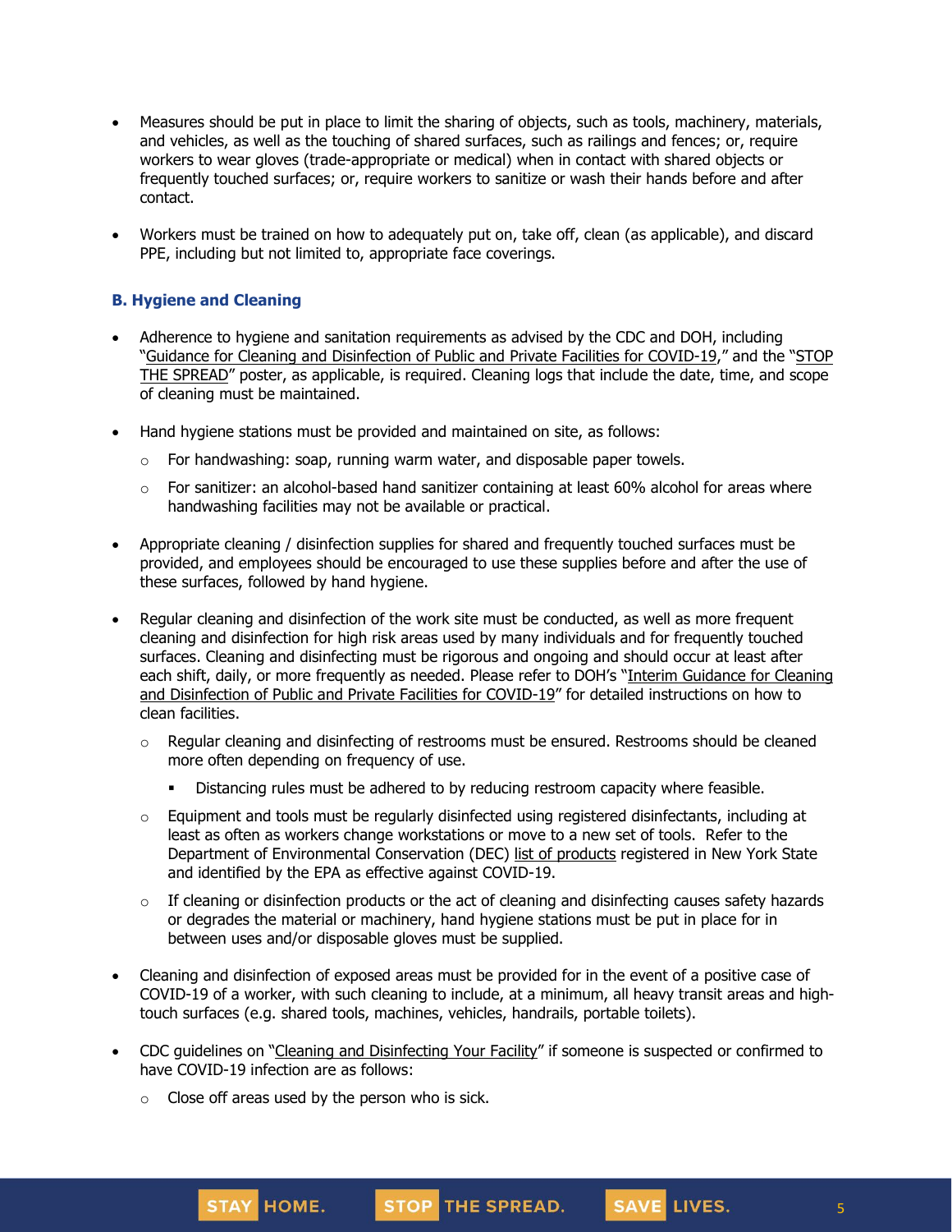- Measures should be put in place to limit the sharing of objects, such as tools, machinery, materials, and vehicles, as well as the touching of shared surfaces, such as railings and fences; or, require workers to wear gloves (trade-appropriate or medical) when in contact with shared objects or frequently touched surfaces; or, require workers to sanitize or wash their hands before and after contact.

- Workers must be trained on how to adequately put on, take off, clean (as applicable), and discard PPE, including but not limited to, appropriate face coverings.

### B. Hygiene and Cleaning

- Adherence to hygiene and sanitation requirements as advised by the CDC and DOH, including "Guidance for Cleaning and Disinfection of Public and Private Facilities for COVID-19," and the "STOP THE SPREAD" poster, as applicable, is required. Cleaning logs that include the date, time, and scope of cleaning must be maintained.

- Hand hygiene stations must be provided and maintained on site, as follows:
  - For handwashing: soap, running warm water, and disposable paper towels.
  - For sanitizer: an alcohol-based hand sanitizer containing at least 60% alcohol for areas where handwashing facilities may not be available or practical.

- Appropriate cleaning / disinfection supplies for shared and frequently touched surfaces must be provided, and employees should be encouraged to use these supplies before and after the use of these surfaces, followed by hand hygiene.

- Regular cleaning and disinfection of the work site must be conducted, as well as more frequent cleaning and disinfection for high risk areas used by many individuals and for frequently touched surfaces. Cleaning and disinfecting must be rigorous and ongoing and should occur at least after each shift, daily, or more frequently as needed. Please refer to DOH's "Interim Guidance for Cleaning and Disinfection of Public and Private Facilities for COVID-19" for detailed instructions on how to clean facilities.
  - Regular cleaning and disinfecting of restrooms must be ensured. Restrooms should be cleaned more often depending on frequency of use.
    - Distancing rules must be adhered to by reducing restroom capacity where feasible.
  - Equipment and tools must be regularly disinfected using registered disinfectants, including at least as often as workers change workstations or move to a new set of tools. Refer to the Department of Environmental Conservation (DEC) list of products registered in New York State and identified by the EPA as effective against COVID-19.
  - If cleaning or disinfection products or the act of cleaning and disinfecting causes safety hazards or degrades the material or machinery, hand hygiene stations must be put in place for in between uses and/or disposable gloves must be supplied.

- Cleaning and disinfection of exposed areas must be provided for in the event of a positive case of COVID-19 of a worker, with such cleaning to include, at a minimum, all heavy transit areas and high-touch surfaces (e.g. shared tools, machines, vehicles, handrails, portable toilets).

- CDC guidelines on "Cleaning and Disinfecting Your Facility" if someone is suspected or confirmed to have COVID-19 infection are as follows:
  - Close off areas used by the person who is sick.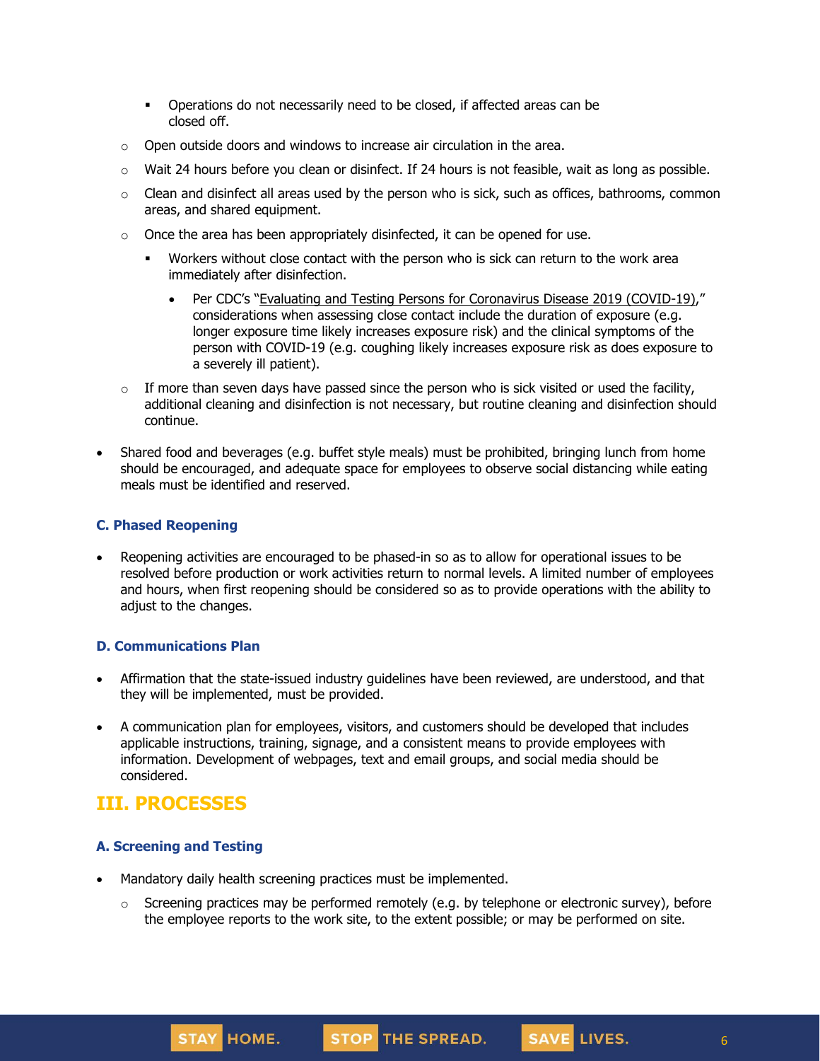- Operations do not necessarily need to be closed, if affected areas can be closed off.
    - Open outside doors and windows to increase air circulation in the area.
    - Wait 24 hours before you clean or disinfect. If 24 hours is not feasible, wait as long as possible.
    - Clean and disinfect all areas used by the person who is sick, such as offices, bathrooms, common areas, and shared equipment.
    - Once the area has been appropriately disinfected, it can be opened for use.
        - Workers without close contact with the person who is sick can return to the work area immediately after disinfection.
            - Per CDC's "Evaluating and Testing Persons for Coronavirus Disease 2019 (COVID-19)," considerations when assessing close contact include the duration of exposure (e.g. longer exposure time likely increases exposure risk) and the clinical symptoms of the person with COVID-19 (e.g. coughing likely increases exposure risk as does exposure to a severely ill patient).
    - If more than seven days have passed since the person who is sick visited or used the facility, additional cleaning and disinfection is not necessary, but routine cleaning and disinfection should continue.
- Shared food and beverages (e.g. buffet style meals) must be prohibited, bringing lunch from home should be encouraged, and adequate space for employees to observe social distancing while eating meals must be identified and reserved.

### C. Phased Reopening

- Reopening activities are encouraged to be phased-in so as to allow for operational issues to be resolved before production or work activities return to normal levels. A limited number of employees and hours, when first reopening should be considered so as to provide operations with the ability to adjust to the changes.

### D. Communications Plan

- Affirmation that the state-issued industry guidelines have been reviewed, are understood, and that they will be implemented, must be provided.
- A communication plan for employees, visitors, and customers should be developed that includes applicable instructions, training, signage, and a consistent means to provide employees with information. Development of webpages, text and email groups, and social media should be considered.

## III. PROCESSES

### A. Screening and Testing

- Mandatory daily health screening practices must be implemented.
    - Screening practices may be performed remotely (e.g. by telephone or electronic survey), before the employee reports to the work site, to the extent possible; or may be performed on site.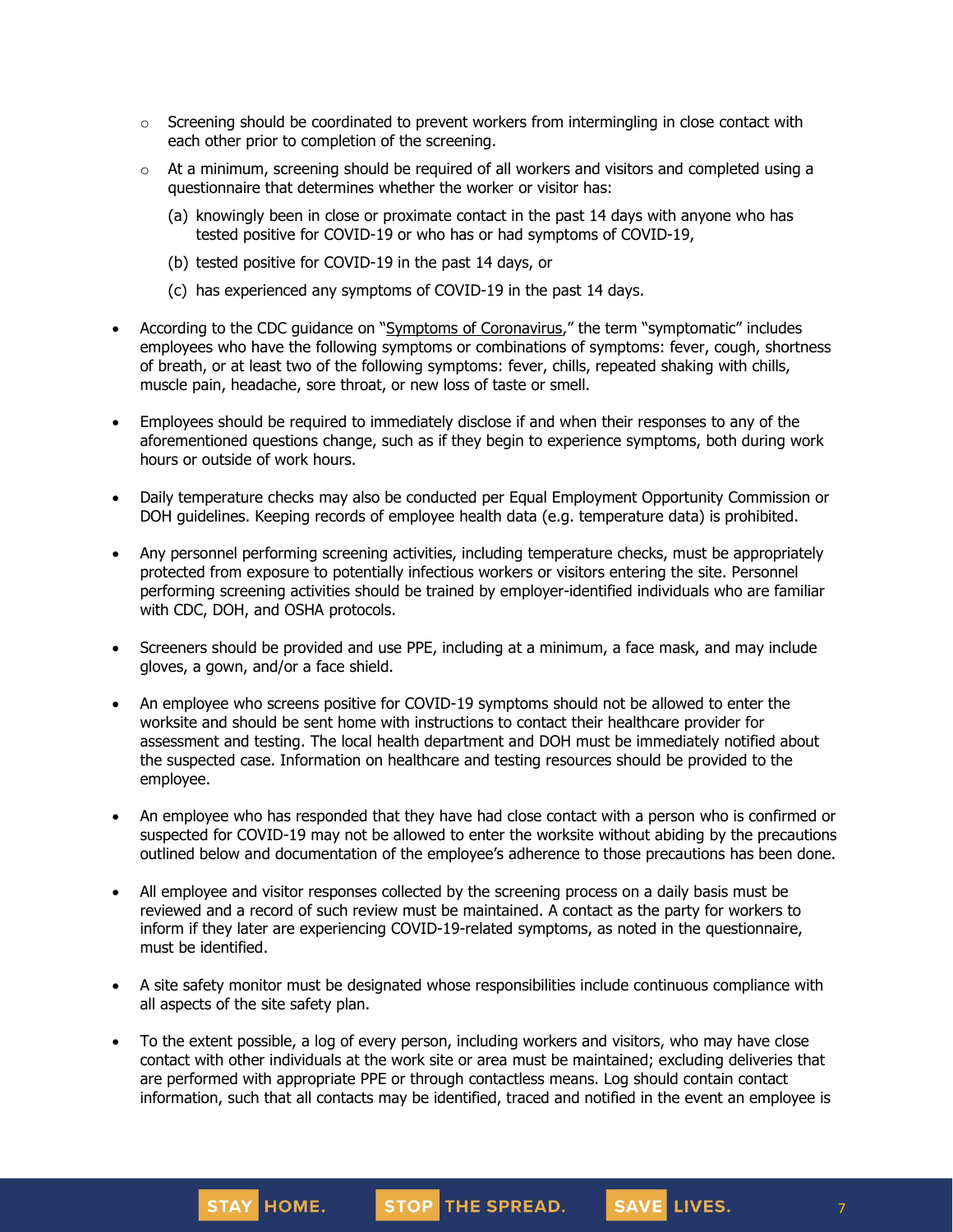- Screening should be coordinated to prevent workers from intermingling in close contact with each other prior to completion of the screening.
  - At a minimum, screening should be required of all workers and visitors and completed using a questionnaire that determines whether the worker or visitor has:
    - (a) knowingly been in close or proximate contact in the past 14 days with anyone who has tested positive for COVID-19 or who has or had symptoms of COVID-19,
    - (b) tested positive for COVID-19 in the past 14 days, or
    - (c) has experienced any symptoms of COVID-19 in the past 14 days.

- According to the CDC guidance on "Symptoms of Coronavirus," the term "symptomatic" includes employees who have the following symptoms or combinations of symptoms: fever, cough, shortness of breath, or at least two of the following symptoms: fever, chills, repeated shaking with chills, muscle pain, headache, sore throat, or new loss of taste or smell.

- Employees should be required to immediately disclose if and when their responses to any of the aforementioned questions change, such as if they begin to experience symptoms, both during work hours or outside of work hours.

- Daily temperature checks may also be conducted per Equal Employment Opportunity Commission or DOH guidelines. Keeping records of employee health data (e.g. temperature data) is prohibited.

- Any personnel performing screening activities, including temperature checks, must be appropriately protected from exposure to potentially infectious workers or visitors entering the site. Personnel performing screening activities should be trained by employer-identified individuals who are familiar with CDC, DOH, and OSHA protocols.

- Screeners should be provided and use PPE, including at a minimum, a face mask, and may include gloves, a gown, and/or a face shield.

- An employee who screens positive for COVID-19 symptoms should not be allowed to enter the worksite and should be sent home with instructions to contact their healthcare provider for assessment and testing. The local health department and DOH must be immediately notified about the suspected case. Information on healthcare and testing resources should be provided to the employee.

- An employee who has responded that they have had close contact with a person who is confirmed or suspected for COVID-19 may not be allowed to enter the worksite without abiding by the precautions outlined below and documentation of the employee's adherence to those precautions has been done.

- All employee and visitor responses collected by the screening process on a daily basis must be reviewed and a record of such review must be maintained. A contact as the party for workers to inform if they later are experiencing COVID-19-related symptoms, as noted in the questionnaire, must be identified.

- A site safety monitor must be designated whose responsibilities include continuous compliance with all aspects of the site safety plan.

- To the extent possible, a log of every person, including workers and visitors, who may have close contact with other individuals at the work site or area must be maintained; excluding deliveries that are performed with appropriate PPE or through contactless means. Log should contain contact information, such that all contacts may be identified, traced and notified in the event an employee is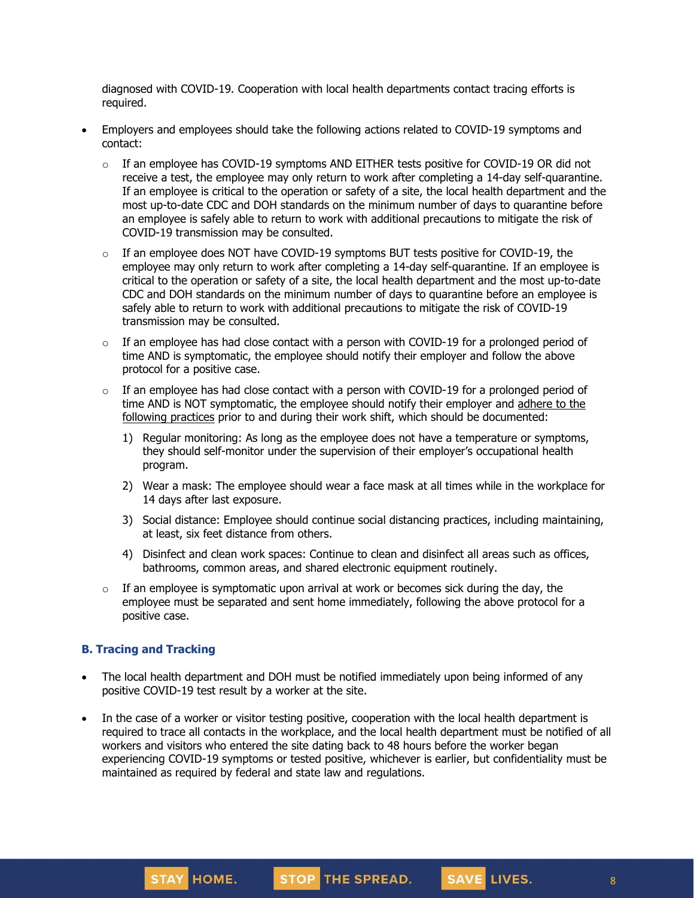diagnosed with COVID-19. Cooperation with local health departments contact tracing efforts is required.

- Employers and employees should take the following actions related to COVID-19 symptoms and contact:
  - If an employee has COVID-19 symptoms AND EITHER tests positive for COVID-19 OR did not receive a test, the employee may only return to work after completing a 14-day self-quarantine. If an employee is critical to the operation or safety of a site, the local health department and the most up-to-date CDC and DOH standards on the minimum number of days to quarantine before an employee is safely able to return to work with additional precautions to mitigate the risk of COVID-19 transmission may be consulted.
  - If an employee does NOT have COVID-19 symptoms BUT tests positive for COVID-19, the employee may only return to work after completing a 14-day self-quarantine. If an employee is critical to the operation or safety of a site, the local health department and the most up-to-date CDC and DOH standards on the minimum number of days to quarantine before an employee is safely able to return to work with additional precautions to mitigate the risk of COVID-19 transmission may be consulted.
  - If an employee has had close contact with a person with COVID-19 for a prolonged period of time AND is symptomatic, the employee should notify their employer and follow the above protocol for a positive case.
  - If an employee has had close contact with a person with COVID-19 for a prolonged period of time AND is NOT symptomatic, the employee should notify their employer and adhere to the following practices prior to and during their work shift, which should be documented:
    1) Regular monitoring: As long as the employee does not have a temperature or symptoms, they should self-monitor under the supervision of their employer's occupational health program.
    2) Wear a mask: The employee should wear a face mask at all times while in the workplace for 14 days after last exposure.
    3) Social distance: Employee should continue social distancing practices, including maintaining, at least, six feet distance from others.
    4) Disinfect and clean work spaces: Continue to clean and disinfect all areas such as offices, bathrooms, common areas, and shared electronic equipment routinely.
  - If an employee is symptomatic upon arrival at work or becomes sick during the day, the employee must be separated and sent home immediately, following the above protocol for a positive case.

### B. Tracing and Tracking

- The local health department and DOH must be notified immediately upon being informed of any positive COVID-19 test result by a worker at the site.
- In the case of a worker or visitor testing positive, cooperation with the local health department is required to trace all contacts in the workplace, and the local health department must be notified of all workers and visitors who entered the site dating back to 48 hours before the worker began experiencing COVID-19 symptoms or tested positive, whichever is earlier, but confidentiality must be maintained as required by federal and state law and regulations.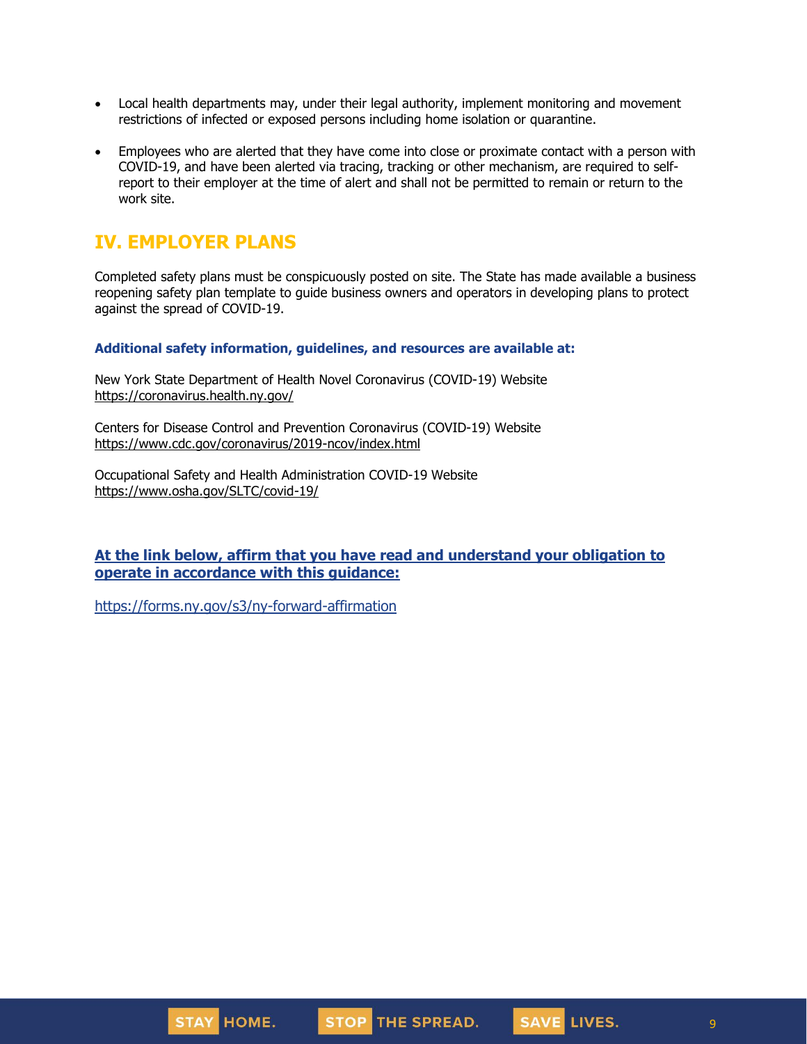- Local health departments may, under their legal authority, implement monitoring and movement restrictions of infected or exposed persons including home isolation or quarantine.
- Employees who are alerted that they have come into close or proximate contact with a person with COVID-19, and have been alerted via tracing, tracking or other mechanism, are required to self-report to their employer at the time of alert and shall not be permitted to remain or return to the work site.

## IV. EMPLOYER PLANS

Completed safety plans must be conspicuously posted on site. The State has made available a business reopening safety plan template to guide business owners and operators in developing plans to protect against the spread of COVID-19.

**Additional safety information, guidelines, and resources are available at:**

New York State Department of Health Novel Coronavirus (COVID-19) Website
https://coronavirus.health.ny.gov/

Centers for Disease Control and Prevention Coronavirus (COVID-19) Website
https://www.cdc.gov/coronavirus/2019-ncov/index.html

Occupational Safety and Health Administration COVID-19 Website
https://www.osha.gov/SLTC/covid-19/

**At the link below, affirm that you have read and understand your obligation to operate in accordance with this guidance:**

https://forms.ny.gov/s3/ny-forward-affirmation